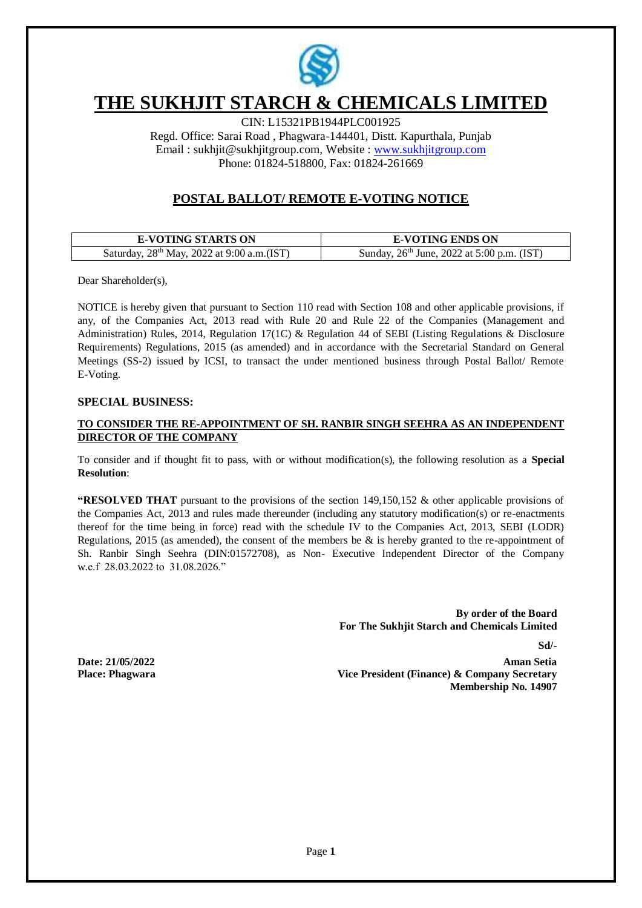# THE SUKHJIT STARCH & CHEMICALS LIMITED

CIN: L15321PB1944PLC001925
Regd. Office: Sarai Road , Phagwara-144401, Distt. Kapurthala, Punjab
Email : sukhjit@sukhjitgroup.com, Website : www.sukhjitgroup.com
Phone: 01824-518800, Fax: 01824-261669

## POSTAL BALLOT/ REMOTE E-VOTING NOTICE

| E-VOTING STARTS ON | E-VOTING ENDS ON |
|---|---|
| Saturday, 28th May, 2022 at 9:00 a.m.(IST) | Sunday, 26th June, 2022 at 5:00 p.m. (IST) |

Dear Shareholder(s),

NOTICE is hereby given that pursuant to Section 110 read with Section 108 and other applicable provisions, if any, of the Companies Act, 2013 read with Rule 20 and Rule 22 of the Companies (Management and Administration) Rules, 2014, Regulation 17(1C) & Regulation 44 of SEBI (Listing Regulations & Disclosure Requirements) Regulations, 2015 (as amended) and in accordance with the Secretarial Standard on General Meetings (SS-2) issued by ICSI, to transact the under mentioned business through Postal Ballot/ Remote E-Voting.

### SPECIAL BUSINESS:

**TO CONSIDER THE RE-APPOINTMENT OF SH. RANBIR SINGH SEEHRA AS AN INDEPENDENT DIRECTOR OF THE COMPANY**

To consider and if thought fit to pass, with or without modification(s), the following resolution as a **Special Resolution**:

**"RESOLVED THAT** pursuant to the provisions of the section 149,150,152 & other applicable provisions of the Companies Act, 2013 and rules made thereunder (including any statutory modification(s) or re-enactments thereof for the time being in force) read with the schedule IV to the Companies Act, 2013, SEBI (LODR) Regulations, 2015 (as amended), the consent of the members be & is hereby granted to the re-appointment of Sh. Ranbir Singh Seehra (DIN:01572708), as Non- Executive Independent Director of the Company w.e.f 28.03.2022 to 31.08.2026."

**By order of the Board**
**For The Sukhjit Starch and Chemicals Limited**

**Sd/-**

**Date: 21/05/2022**
**Place: Phagwara**

**Aman Setia**
**Vice President (Finance) & Company Secretary**
**Membership No. 14907**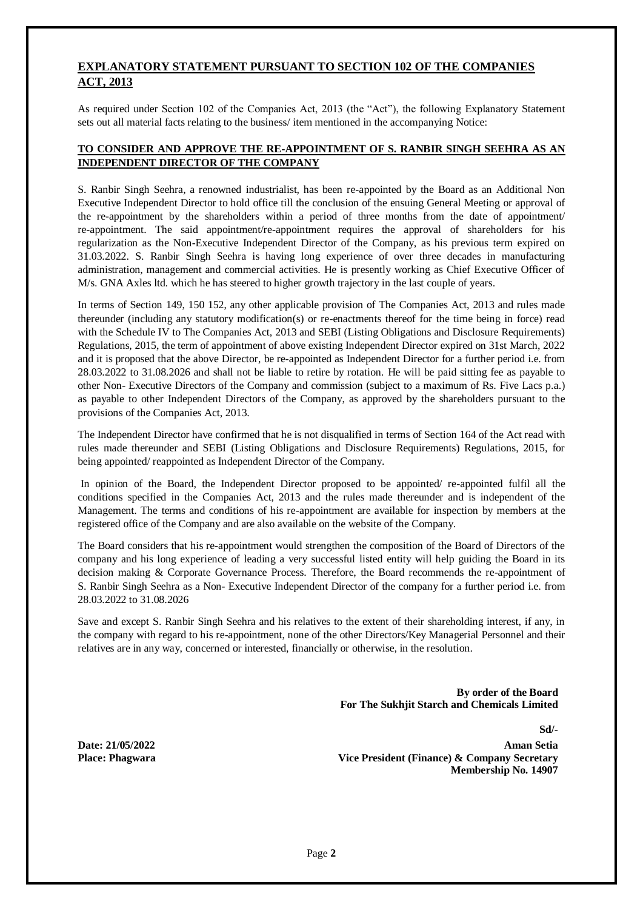## EXPLANATORY STATEMENT PURSUANT TO SECTION 102 OF THE COMPANIES ACT, 2013

As required under Section 102 of the Companies Act, 2013 (the "Act"), the following Explanatory Statement sets out all material facts relating to the business/ item mentioned in the accompanying Notice:

### TO CONSIDER AND APPROVE THE RE-APPOINTMENT OF S. RANBIR SINGH SEEHRA AS AN INDEPENDENT DIRECTOR OF THE COMPANY

S. Ranbir Singh Seehra, a renowned industrialist, has been re-appointed by the Board as an Additional Non Executive Independent Director to hold office till the conclusion of the ensuing General Meeting or approval of the re-appointment by the shareholders within a period of three months from the date of appointment/ re-appointment. The said appointment/re-appointment requires the approval of shareholders for his regularization as the Non-Executive Independent Director of the Company, as his previous term expired on 31.03.2022. S. Ranbir Singh Seehra is having long experience of over three decades in manufacturing administration, management and commercial activities. He is presently working as Chief Executive Officer of M/s. GNA Axles ltd. which he has steered to higher growth trajectory in the last couple of years.

In terms of Section 149, 150 152, any other applicable provision of The Companies Act, 2013 and rules made thereunder (including any statutory modification(s) or re-enactments thereof for the time being in force) read with the Schedule IV to The Companies Act, 2013 and SEBI (Listing Obligations and Disclosure Requirements) Regulations, 2015, the term of appointment of above existing Independent Director expired on 31st March, 2022 and it is proposed that the above Director, be re-appointed as Independent Director for a further period i.e. from 28.03.2022 to 31.08.2026 and shall not be liable to retire by rotation. He will be paid sitting fee as payable to other Non- Executive Directors of the Company and commission (subject to a maximum of Rs. Five Lacs p.a.) as payable to other Independent Directors of the Company, as approved by the shareholders pursuant to the provisions of the Companies Act, 2013.

The Independent Director have confirmed that he is not disqualified in terms of Section 164 of the Act read with rules made thereunder and SEBI (Listing Obligations and Disclosure Requirements) Regulations, 2015, for being appointed/ reappointed as Independent Director of the Company.

In opinion of the Board, the Independent Director proposed to be appointed/ re-appointed fulfil all the conditions specified in the Companies Act, 2013 and the rules made thereunder and is independent of the Management. The terms and conditions of his re-appointment are available for inspection by members at the registered office of the Company and are also available on the website of the Company.

The Board considers that his re-appointment would strengthen the composition of the Board of Directors of the company and his long experience of leading a very successful listed entity will help guiding the Board in its decision making & Corporate Governance Process. Therefore, the Board recommends the re-appointment of S. Ranbir Singh Seehra as a Non- Executive Independent Director of the company for a further period i.e. from 28.03.2022 to 31.08.2026

Save and except S. Ranbir Singh Seehra and his relatives to the extent of their shareholding interest, if any, in the company with regard to his re-appointment, none of the other Directors/Key Managerial Personnel and their relatives are in any way, concerned or interested, financially or otherwise, in the resolution.

**By order of the Board**
**For The Sukhjit Starch and Chemicals Limited**

**Sd/-**

**Date: 21/05/2022**
**Place: Phagwara**

**Aman Setia**
**Vice President (Finance) & Company Secretary**
**Membership No. 14907**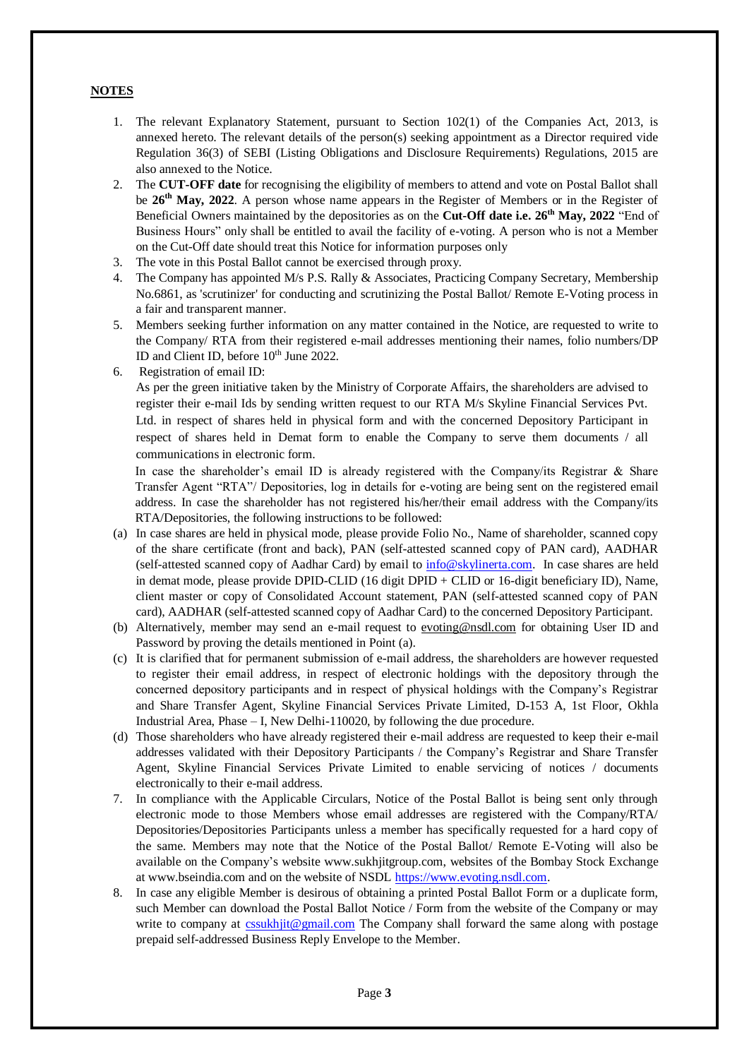## NOTES

1. The relevant Explanatory Statement, pursuant to Section 102(1) of the Companies Act, 2013, is annexed hereto. The relevant details of the person(s) seeking appointment as a Director required vide Regulation 36(3) of SEBI (Listing Obligations and Disclosure Requirements) Regulations, 2015 are also annexed to the Notice.
2. The **CUT-OFF date** for recognising the eligibility of members to attend and vote on Postal Ballot shall be **26th May, 2022**. A person whose name appears in the Register of Members or in the Register of Beneficial Owners maintained by the depositories as on the **Cut-Off date i.e. 26th May, 2022** "End of Business Hours" only shall be entitled to avail the facility of e-voting. A person who is not a Member on the Cut-Off date should treat this Notice for information purposes only
3. The vote in this Postal Ballot cannot be exercised through proxy.
4. The Company has appointed M/s P.S. Rally & Associates, Practicing Company Secretary, Membership No.6861, as 'scrutinizer' for conducting and scrutinizing the Postal Ballot/ Remote E-Voting process in a fair and transparent manner.
5. Members seeking further information on any matter contained in the Notice, are requested to write to the Company/ RTA from their registered e-mail addresses mentioning their names, folio numbers/DP ID and Client ID, before 10th June 2022.
6. Registration of email ID:

   As per the green initiative taken by the Ministry of Corporate Affairs, the shareholders are advised to register their e-mail Ids by sending written request to our RTA M/s Skyline Financial Services Pvt. Ltd. in respect of shares held in physical form and with the concerned Depository Participant in respect of shares held in Demat form to enable the Company to serve them documents / all communications in electronic form.

   In case the shareholder's email ID is already registered with the Company/its Registrar & Share Transfer Agent "RTA"/ Depositories, log in details for e-voting are being sent on the registered email address. In case the shareholder has not registered his/her/their email address with the Company/its RTA/Depositories, the following instructions to be followed:

   (a) In case shares are held in physical mode, please provide Folio No., Name of shareholder, scanned copy of the share certificate (front and back), PAN (self-attested scanned copy of PAN card), AADHAR (self-attested scanned copy of Aadhar Card) by email to info@skylinerta.com. In case shares are held in demat mode, please provide DPID-CLID (16 digit DPID + CLID or 16-digit beneficiary ID), Name, client master or copy of Consolidated Account statement, PAN (self-attested scanned copy of PAN card), AADHAR (self-attested scanned copy of Aadhar Card) to the concerned Depository Participant.
   (b) Alternatively, member may send an e-mail request to evoting@nsdl.com for obtaining User ID and Password by proving the details mentioned in Point (a).
   (c) It is clarified that for permanent submission of e-mail address, the shareholders are however requested to register their email address, in respect of electronic holdings with the depository through the concerned depository participants and in respect of physical holdings with the Company's Registrar and Share Transfer Agent, Skyline Financial Services Private Limited, D-153 A, 1st Floor, Okhla Industrial Area, Phase – I, New Delhi-110020, by following the due procedure.
   (d) Those shareholders who have already registered their e-mail address are requested to keep their e-mail addresses validated with their Depository Participants / the Company's Registrar and Share Transfer Agent, Skyline Financial Services Private Limited to enable servicing of notices / documents electronically to their e-mail address.
7. In compliance with the Applicable Circulars, Notice of the Postal Ballot is being sent only through electronic mode to those Members whose email addresses are registered with the Company/RTA/ Depositories/Depositories Participants unless a member has specifically requested for a hard copy of the same. Members may note that the Notice of the Postal Ballot/ Remote E-Voting will also be available on the Company's website www.sukhjitgroup.com, websites of the Bombay Stock Exchange at www.bseindia.com and on the website of NSDL https://www.evoting.nsdl.com.
8. In case any eligible Member is desirous of obtaining a printed Postal Ballot Form or a duplicate form, such Member can download the Postal Ballot Notice / Form from the website of the Company or may write to company at cssukhjit@gmail.com The Company shall forward the same along with postage prepaid self-addressed Business Reply Envelope to the Member.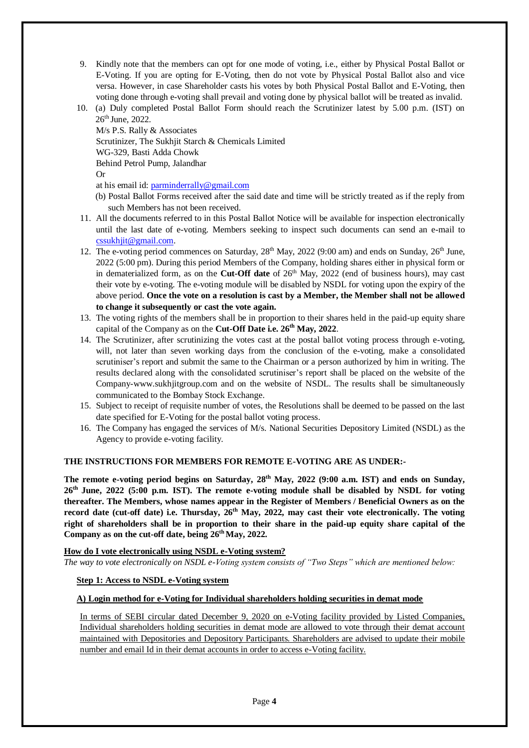9. Kindly note that the members can opt for one mode of voting, i.e., either by Physical Postal Ballot or E-Voting. If you are opting for E-Voting, then do not vote by Physical Postal Ballot also and vice versa. However, in case Shareholder casts his votes by both Physical Postal Ballot and E-Voting, then voting done through e-voting shall prevail and voting done by physical ballot will be treated as invalid.
10. (a) Duly completed Postal Ballot Form should reach the Scrutinizer latest by 5.00 p.m. (IST) on 26th June, 2022.

    M/s P.S. Rally & Associates
    Scrutinizer, The Sukhjit Starch & Chemicals Limited
    WG-329, Basti Adda Chowk
    Behind Petrol Pump, Jalandhar
    Or
    at his email id: parminderrally@gmail.com

    (b) Postal Ballot Forms received after the said date and time will be strictly treated as if the reply from such Members has not been received.
11. All the documents referred to in this Postal Ballot Notice will be available for inspection electronically until the last date of e-voting. Members seeking to inspect such documents can send an e-mail to cssukhjit@gmail.com.
12. The e-voting period commences on Saturday, 28th May, 2022 (9:00 am) and ends on Sunday, 26th June, 2022 (5:00 pm). During this period Members of the Company, holding shares either in physical form or in dematerialized form, as on the **Cut-Off date** of 26th May, 2022 (end of business hours), may cast their vote by e-voting. The e-voting module will be disabled by NSDL for voting upon the expiry of the above period. **Once the vote on a resolution is cast by a Member, the Member shall not be allowed to change it subsequently or cast the vote again.**
13. The voting rights of the members shall be in proportion to their shares held in the paid-up equity share capital of the Company as on the **Cut-Off Date i.e. 26th May, 2022**.
14. The Scrutinizer, after scrutinizing the votes cast at the postal ballot voting process through e-voting, will, not later than seven working days from the conclusion of the e-voting, make a consolidated scrutiniser's report and submit the same to the Chairman or a person authorized by him in writing. The results declared along with the consolidated scrutiniser's report shall be placed on the website of the Company-www.sukhjitgroup.com and on the website of NSDL. The results shall be simultaneously communicated to the Bombay Stock Exchange.
15. Subject to receipt of requisite number of votes, the Resolutions shall be deemed to be passed on the last date specified for E-Voting for the postal ballot voting process.
16. The Company has engaged the services of M/s. National Securities Depository Limited (NSDL) as the Agency to provide e-voting facility.

**THE INSTRUCTIONS FOR MEMBERS FOR REMOTE E-VOTING ARE AS UNDER:-**

**The remote e-voting period begins on Saturday, 28th May, 2022 (9:00 a.m. IST) and ends on Sunday, 26th June, 2022 (5:00 p.m. IST). The remote e-voting module shall be disabled by NSDL for voting thereafter. The Members, whose names appear in the Register of Members / Beneficial Owners as on the record date (cut-off date) i.e. Thursday, 26th May, 2022, may cast their vote electronically. The voting right of shareholders shall be in proportion to their share in the paid-up equity share capital of the Company as on the cut-off date, being 26th May, 2022.**

**How do I vote electronically using NSDL e-Voting system?**

*The way to vote electronically on NSDL e-Voting system consists of "Two Steps" which are mentioned below:*

**Step 1: Access to NSDL e-Voting system**

**A) Login method for e-Voting for Individual shareholders holding securities in demat mode**

In terms of SEBI circular dated December 9, 2020 on e-Voting facility provided by Listed Companies, Individual shareholders holding securities in demat mode are allowed to vote through their demat account maintained with Depositories and Depository Participants. Shareholders are advised to update their mobile number and email Id in their demat accounts in order to access e-Voting facility.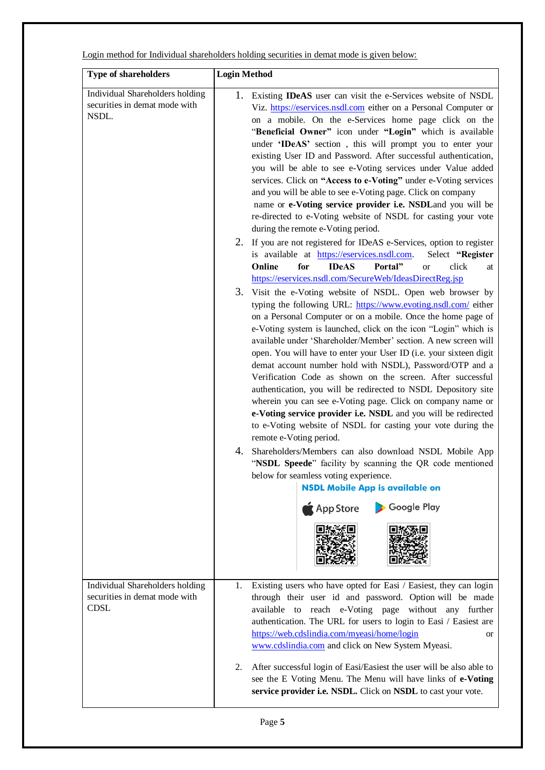Login method for Individual shareholders holding securities in demat mode is given below:

| Type of shareholders | Login Method |
|---|---|
| Individual Shareholders holding securities in demat mode with NSDL. | 1. Existing **IDeAS** user can visit the e-Services website of NSDL Viz. https://eservices.nsdl.com either on a Personal Computer or on a mobile. On the e-Services home page click on the "**Beneficial Owner"** icon under **"Login"** which is available under **'IDeAS'** section , this will prompt you to enter your existing User ID and Password. After successful authentication, you will be able to see e-Voting services under Value added services. Click on **"Access to e-Voting"** under e-Voting services and you will be able to see e-Voting page. Click on company name or **e-Voting service provider i.e. NSDL**and you will be re-directed to e-Voting website of NSDL for casting your vote during the remote e-Voting period.<br>2. If you are not registered for IDeAS e-Services, option to register is available at https://eservices.nsdl.com. Select **"Register Online for IDeAS Portal"** or click at https://eservices.nsdl.com/SecureWeb/IdeasDirectReg.jsp<br>3. Visit the e-Voting website of NSDL. Open web browser by typing the following URL: https://www.evoting.nsdl.com/ either on a Personal Computer or on a mobile. Once the home page of e-Voting system is launched, click on the icon "Login" which is available under 'Shareholder/Member' section. A new screen will open. You will have to enter your User ID (i.e. your sixteen digit demat account number hold with NSDL), Password/OTP and a Verification Code as shown on the screen. After successful authentication, you will be redirected to NSDL Depository site wherein you can see e-Voting page. Click on company name or **e-Voting service provider i.e. NSDL** and you will be redirected to e-Voting website of NSDL for casting your vote during the remote e-Voting period.<br>4. Shareholders/Members can also download NSDL Mobile App "**NSDL Speede**" facility by scanning the QR code mentioned below for seamless voting experience.<br>**NSDL Mobile App is available on**<br>App Store Google Play |
| Individual Shareholders holding securities in demat mode with CDSL | 1. Existing users who have opted for Easi / Easiest, they can login through their user id and password. Option will be made available to reach e-Voting page without any further authentication. The URL for users to login to Easi / Easiest are https://web.cdslindia.com/myeasi/home/login or www.cdslindia.com and click on New System Myeasi.<br>2. After successful login of Easi/Easiest the user will be also able to see the E Voting Menu. The Menu will have links of **e-Voting service provider i.e. NSDL.** Click on **NSDL** to cast your vote. |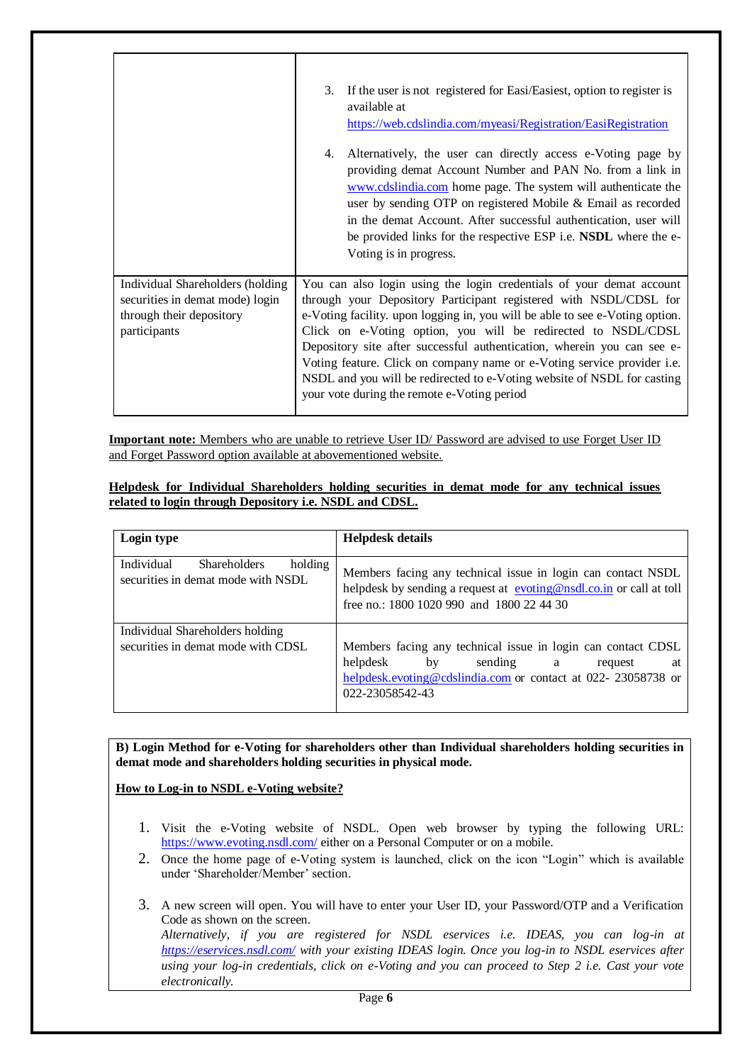| | |
|---|---|
| | 3. If the user is not registered for Easi/Easiest, option to register is available at https://web.cdslindia.com/myeasi/Registration/EasiRegistration<br><br>4. Alternatively, the user can directly access e-Voting page by providing demat Account Number and PAN No. from a link in www.cdslindia.com home page. The system will authenticate the user by sending OTP on registered Mobile & Email as recorded in the demat Account. After successful authentication, user will be provided links for the respective ESP i.e. **NSDL** where the e-Voting is in progress. |
| Individual Shareholders (holding securities in demat mode) login through their depository participants | You can also login using the login credentials of your demat account through your Depository Participant registered with NSDL/CDSL for e-Voting facility. upon logging in, you will be able to see e-Voting option. Click on e-Voting option, you will be redirected to NSDL/CDSL Depository site after successful authentication, wherein you can see e-Voting feature. Click on company name or e-Voting service provider i.e. NSDL and you will be redirected to e-Voting website of NSDL for casting your vote during the remote e-Voting period |

**Important note:** Members who are unable to retrieve User ID/ Password are advised to use Forget User ID and Forget Password option available at abovementioned website.

**Helpdesk for Individual Shareholders holding securities in demat mode for any technical issues related to login through Depository i.e. NSDL and CDSL.**

| Login type | Helpdesk details |
|---|---|
| Individual Shareholders holding securities in demat mode with NSDL | Members facing any technical issue in login can contact NSDL helpdesk by sending a request at evoting@nsdl.co.in or call at toll free no.: 1800 1020 990 and 1800 22 44 30 |
| Individual Shareholders holding securities in demat mode with CDSL | Members facing any technical issue in login can contact CDSL helpdesk by sending a request at helpdesk.evoting@cdslindia.com or contact at 022- 23058738 or 022-23058542-43 |

**B) Login Method for e-Voting for shareholders other than Individual shareholders holding securities in demat mode and shareholders holding securities in physical mode.**

**How to Log-in to NSDL e-Voting website?**

1. Visit the e-Voting website of NSDL. Open web browser by typing the following URL: https://www.evoting.nsdl.com/ either on a Personal Computer or on a mobile.
2. Once the home page of e-Voting system is launched, click on the icon "Login" which is available under 'Shareholder/Member' section.
3. A new screen will open. You will have to enter your User ID, your Password/OTP and a Verification Code as shown on the screen.
   *Alternatively, if you are registered for NSDL eservices i.e. IDEAS, you can log-in at https://eservices.nsdl.com/ with your existing IDEAS login. Once you log-in to NSDL eservices after using your log-in credentials, click on e-Voting and you can proceed to Step 2 i.e. Cast your vote electronically.*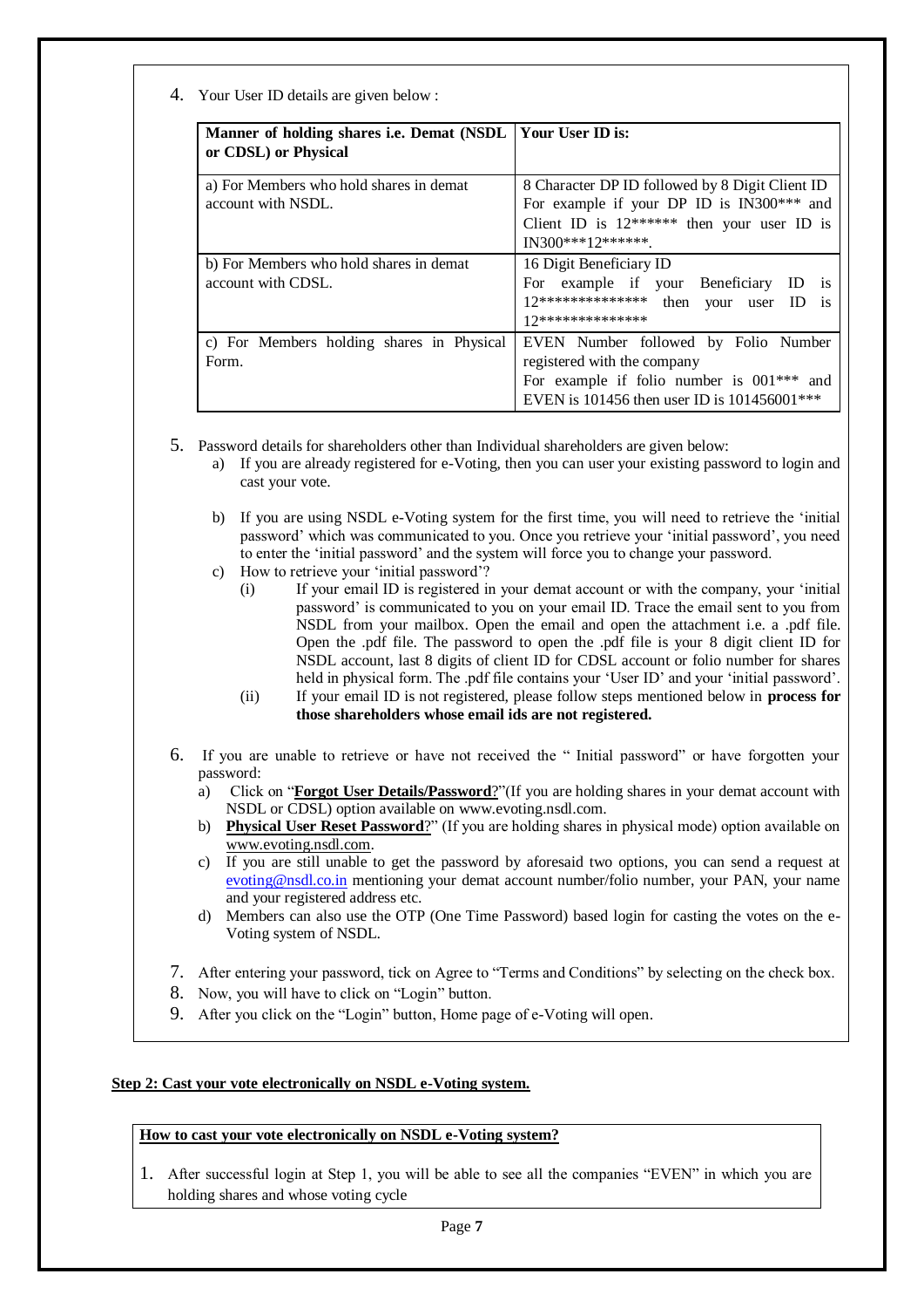4. Your User ID details are given below :

| Manner of holding shares i.e. Demat (NSDL or CDSL) or Physical | Your User ID is: |
|---|---|
| a) For Members who hold shares in demat account with NSDL. | 8 Character DP ID followed by 8 Digit Client ID For example if your DP ID is IN300*** and Client ID is 12****** then your user ID is IN300***12******. |
| b) For Members who hold shares in demat account with CDSL. | 16 Digit Beneficiary ID For example if your Beneficiary ID is 12************** then your user ID is 12************** |
| c) For Members holding shares in Physical Form. | EVEN Number followed by Folio Number registered with the company For example if folio number is 001*** and EVEN is 101456 then user ID is 101456001*** |

5. Password details for shareholders other than Individual shareholders are given below:
   a) If you are already registered for e-Voting, then you can user your existing password to login and cast your vote.

   b) If you are using NSDL e-Voting system for the first time, you will need to retrieve the 'initial password' which was communicated to you. Once you retrieve your 'initial password', you need to enter the 'initial password' and the system will force you to change your password.
   c) How to retrieve your 'initial password'?
      (i) If your email ID is registered in your demat account or with the company, your 'initial password' is communicated to you on your email ID. Trace the email sent to you from NSDL from your mailbox. Open the email and open the attachment i.e. a .pdf file. Open the .pdf file. The password to open the .pdf file is your 8 digit client ID for NSDL account, last 8 digits of client ID for CDSL account or folio number for shares held in physical form. The .pdf file contains your 'User ID' and your 'initial password'.
      (ii) If your email ID is not registered, please follow steps mentioned below in **process for those shareholders whose email ids are not registered.**

6. If you are unable to retrieve or have not received the " Initial password" or have forgotten your password:
   a) Click on "**Forgot User Details/Password**?"(If you are holding shares in your demat account with NSDL or CDSL) option available on www.evoting.nsdl.com.
   b) **Physical User Reset Password**?" (If you are holding shares in physical mode) option available on www.evoting.nsdl.com.
   c) If you are still unable to get the password by aforesaid two options, you can send a request at evoting@nsdl.co.in mentioning your demat account number/folio number, your PAN, your name and your registered address etc.
   d) Members can also use the OTP (One Time Password) based login for casting the votes on the e-Voting system of NSDL.

7. After entering your password, tick on Agree to "Terms and Conditions" by selecting on the check box.
8. Now, you will have to click on "Login" button.
9. After you click on the "Login" button, Home page of e-Voting will open.

**Step 2: Cast your vote electronically on NSDL e-Voting system.**

**How to cast your vote electronically on NSDL e-Voting system?**

1. After successful login at Step 1, you will be able to see all the companies "EVEN" in which you are holding shares and whose voting cycle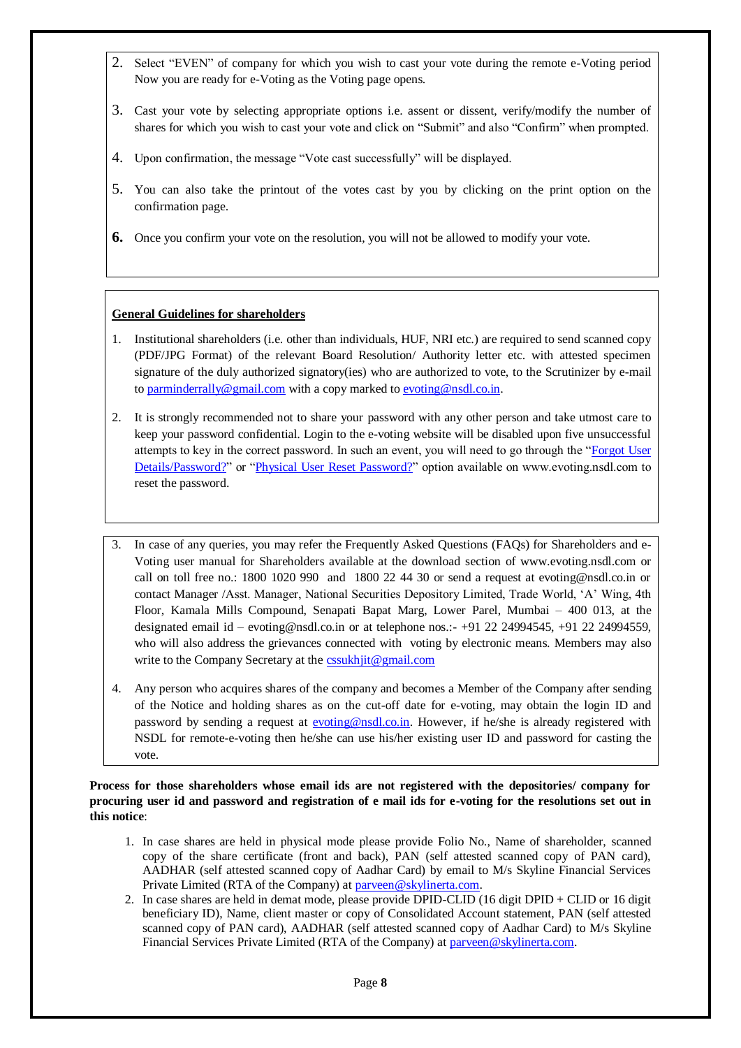2. Select "EVEN" of company for which you wish to cast your vote during the remote e-Voting period Now you are ready for e-Voting as the Voting page opens.

3. Cast your vote by selecting appropriate options i.e. assent or dissent, verify/modify the number of shares for which you wish to cast your vote and click on "Submit" and also "Confirm" when prompted.

4. Upon confirmation, the message "Vote cast successfully" will be displayed.

5. You can also take the printout of the votes cast by you by clicking on the print option on the confirmation page.

6. Once you confirm your vote on the resolution, you will not be allowed to modify your vote.

**General Guidelines for shareholders**

1. Institutional shareholders (i.e. other than individuals, HUF, NRI etc.) are required to send scanned copy (PDF/JPG Format) of the relevant Board Resolution/ Authority letter etc. with attested specimen signature of the duly authorized signatory(ies) who are authorized to vote, to the Scrutinizer by e-mail to parminderrally@gmail.com with a copy marked to evoting@nsdl.co.in.

2. It is strongly recommended not to share your password with any other person and take utmost care to keep your password confidential. Login to the e-voting website will be disabled upon five unsuccessful attempts to key in the correct password. In such an event, you will need to go through the "Forgot User Details/Password?" or "Physical User Reset Password?" option available on www.evoting.nsdl.com to reset the password.

3. In case of any queries, you may refer the Frequently Asked Questions (FAQs) for Shareholders and e-Voting user manual for Shareholders available at the download section of www.evoting.nsdl.com or call on toll free no.: 1800 1020 990 and 1800 22 44 30 or send a request at evoting@nsdl.co.in or contact Manager /Asst. Manager, National Securities Depository Limited, Trade World, 'A' Wing, 4th Floor, Kamala Mills Compound, Senapati Bapat Marg, Lower Parel, Mumbai – 400 013, at the designated email id – evoting@nsdl.co.in or at telephone nos.:- +91 22 24994545, +91 22 24994559, who will also address the grievances connected with voting by electronic means. Members may also write to the Company Secretary at the cssukhjit@gmail.com

4. Any person who acquires shares of the company and becomes a Member of the Company after sending of the Notice and holding shares as on the cut-off date for e-voting, may obtain the login ID and password by sending a request at evoting@nsdl.co.in. However, if he/she is already registered with NSDL for remote-e-voting then he/she can use his/her existing user ID and password for casting the vote.

**Process for those shareholders whose email ids are not registered with the depositories/ company for procuring user id and password and registration of e mail ids for e-voting for the resolutions set out in this notice**:

1. In case shares are held in physical mode please provide Folio No., Name of shareholder, scanned copy of the share certificate (front and back), PAN (self attested scanned copy of PAN card), AADHAR (self attested scanned copy of Aadhar Card) by email to M/s Skyline Financial Services Private Limited (RTA of the Company) at parveen@skylinerta.com.
2. In case shares are held in demat mode, please provide DPID-CLID (16 digit DPID + CLID or 16 digit beneficiary ID), Name, client master or copy of Consolidated Account statement, PAN (self attested scanned copy of PAN card), AADHAR (self attested scanned copy of Aadhar Card) to M/s Skyline Financial Services Private Limited (RTA of the Company) at parveen@skylinerta.com.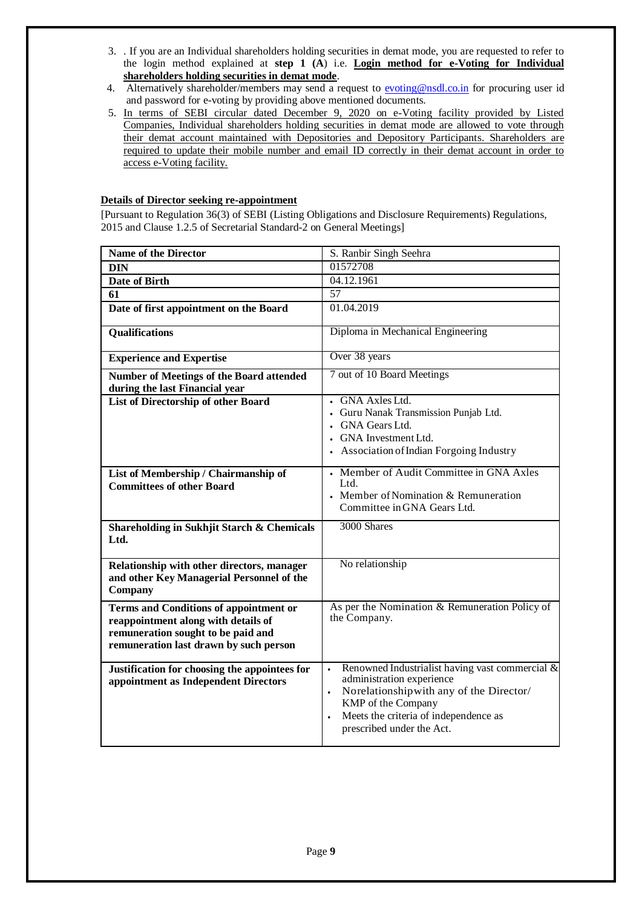3. . If you are an Individual shareholders holding securities in demat mode, you are requested to refer to the login method explained at **step 1 (A**) i.e. **Login method for e-Voting for Individual shareholders holding securities in demat mode**.
4. Alternatively shareholder/members may send a request to evoting@nsdl.co.in for procuring user id and password for e-voting by providing above mentioned documents.
5. In terms of SEBI circular dated December 9, 2020 on e-Voting facility provided by Listed Companies, Individual shareholders holding securities in demat mode are allowed to vote through their demat account maintained with Depositories and Depository Participants. Shareholders are required to update their mobile number and email ID correctly in their demat account in order to access e-Voting facility.

**Details of Director seeking re-appointment**

[Pursuant to Regulation 36(3) of SEBI (Listing Obligations and Disclosure Requirements) Regulations, 2015 and Clause 1.2.5 of Secretarial Standard-2 on General Meetings]

| | |
|---|---|
| **Name of the Director** | S. Ranbir Singh Seehra |
| **DIN** | 01572708 |
| **Date of Birth** | 04.12.1961 |
| **61** | 57 |
| **Date of first appointment on the Board** | 01.04.2019 |
| **Qualifications** | Diploma in Mechanical Engineering |
| **Experience and Expertise** | Over 38 years |
| **Number of Meetings of the Board attended during the last Financial year** | 7 out of 10 Board Meetings |
| **List of Directorship of other Board** | • GNA Axles Ltd.<br>• Guru Nanak Transmission Punjab Ltd.<br>• GNA Gears Ltd.<br>• GNA Investment Ltd.<br>• Association of Indian Forgoing Industry |
| **List of Membership / Chairmanship of Committees of other Board** | • Member of Audit Committee in GNA Axles Ltd.<br>• Member of Nomination & Remuneration Committee in GNA Gears Ltd. |
| **Shareholding in Sukhjit Starch & Chemicals Ltd.** | 3000 Shares |
| **Relationship with other directors, manager and other Key Managerial Personnel of the Company** | No relationship |
| **Terms and Conditions of appointment or reappointment along with details of remuneration sought to be paid and remuneration last drawn by such person** | As per the Nomination & Remuneration Policy of the Company. |
| **Justification for choosing the appointees for appointment as Independent Directors** | • Renowned Industrialist having vast commercial & administration experience<br>• No relationship with any of the Director/ KMP of the Company<br>• Meets the criteria of independence as prescribed under the Act. |